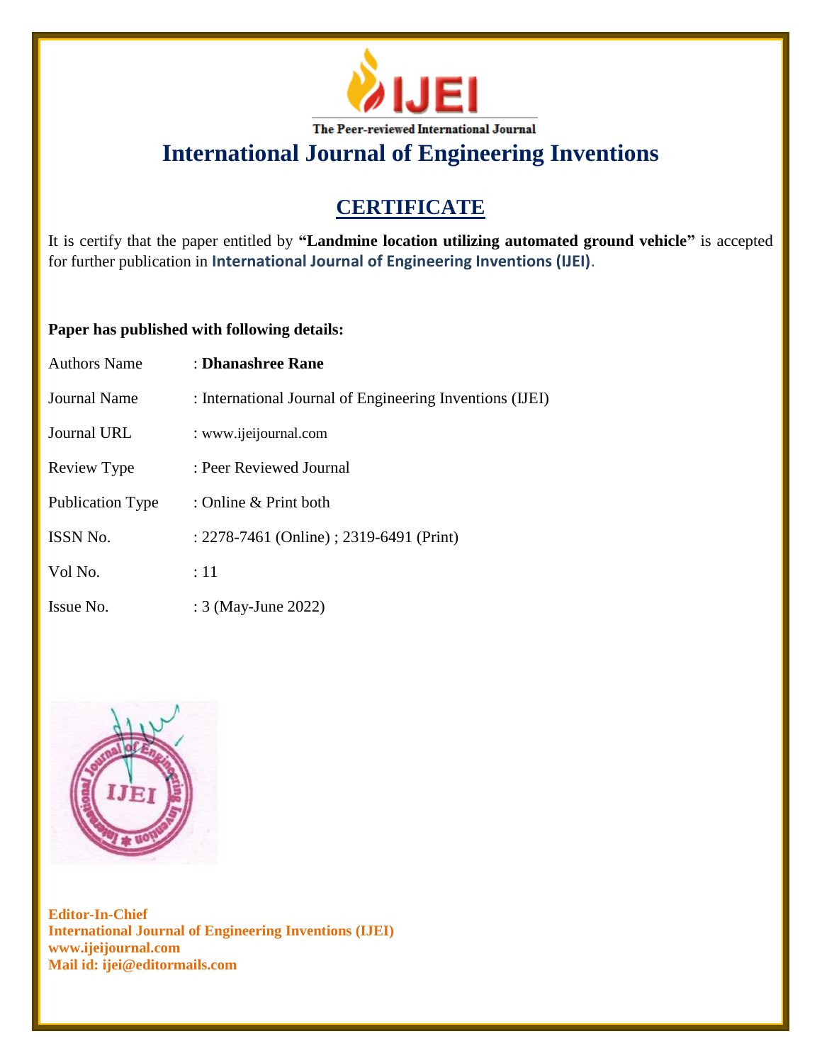IJEI

The Peer-reviewed International Journal

# International Journal of Engineering Inventions

## CERTIFICATE

It is certify that the paper entitled by **"Landmine location utilizing automated ground vehicle"** is accepted for further publication in **International Journal of Engineering Inventions (IJEI)**.

**Paper has published with following details:**

| | |
|---|---|
| Authors Name | : **Dhanashree Rane** |
| Journal Name | : International Journal of Engineering Inventions (IJEI) |
| Journal URL | : www.ijeijournal.com |
| Review Type | : Peer Reviewed Journal |
| Publication Type | : Online & Print both |
| ISSN No. | : 2278-7461 (Online) ; 2319-6491 (Print) |
| Vol No. | : 11 |
| Issue No. | : 3 (May-June 2022) |

**Editor-In-Chief**
**International Journal of Engineering Inventions (IJEI)**
**www.ijeijournal.com**
**Mail id: ijei@editormails.com**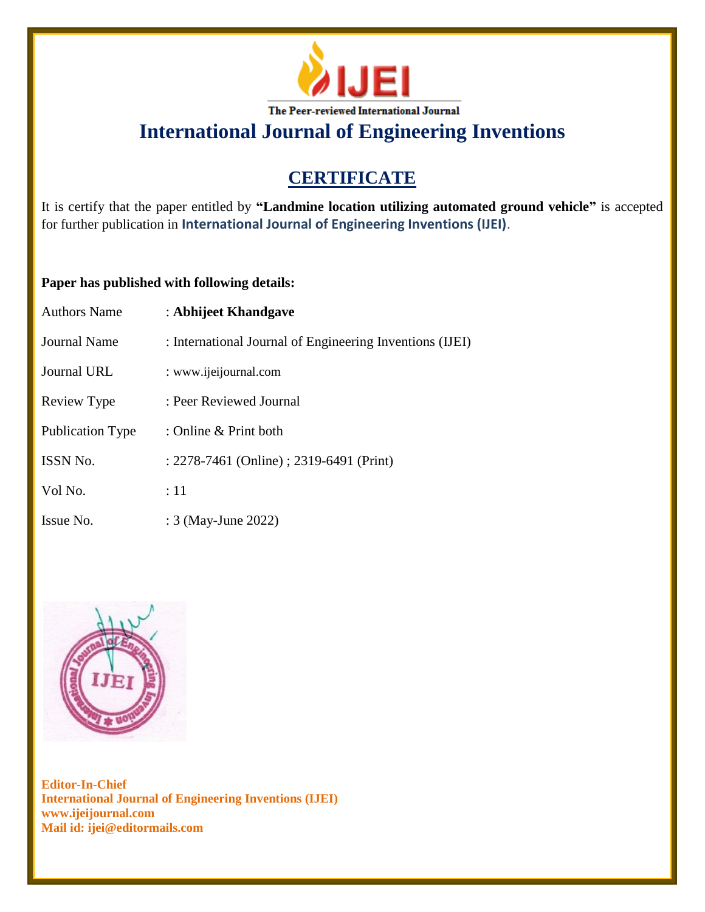IJEI

The Peer-reviewed International Journal

# International Journal of Engineering Inventions

## CERTIFICATE

It is certify that the paper entitled by **"Landmine location utilizing automated ground vehicle"** is accepted for further publication in **International Journal of Engineering Inventions (IJEI)**.

**Paper has published with following details:**

| | |
|---|---|
| Authors Name | : **Abhijeet Khandgave** |
| Journal Name | : International Journal of Engineering Inventions (IJEI) |
| Journal URL | : www.ijeijournal.com |
| Review Type | : Peer Reviewed Journal |
| Publication Type | : Online & Print both |
| ISSN No. | : 2278-7461 (Online) ; 2319-6491 (Print) |
| Vol No. | : 11 |
| Issue No. | : 3 (May-June 2022) |

**Editor-In-Chief**
**International Journal of Engineering Inventions (IJEI)**
**www.ijeijournal.com**
**Mail id: ijei@editormails.com**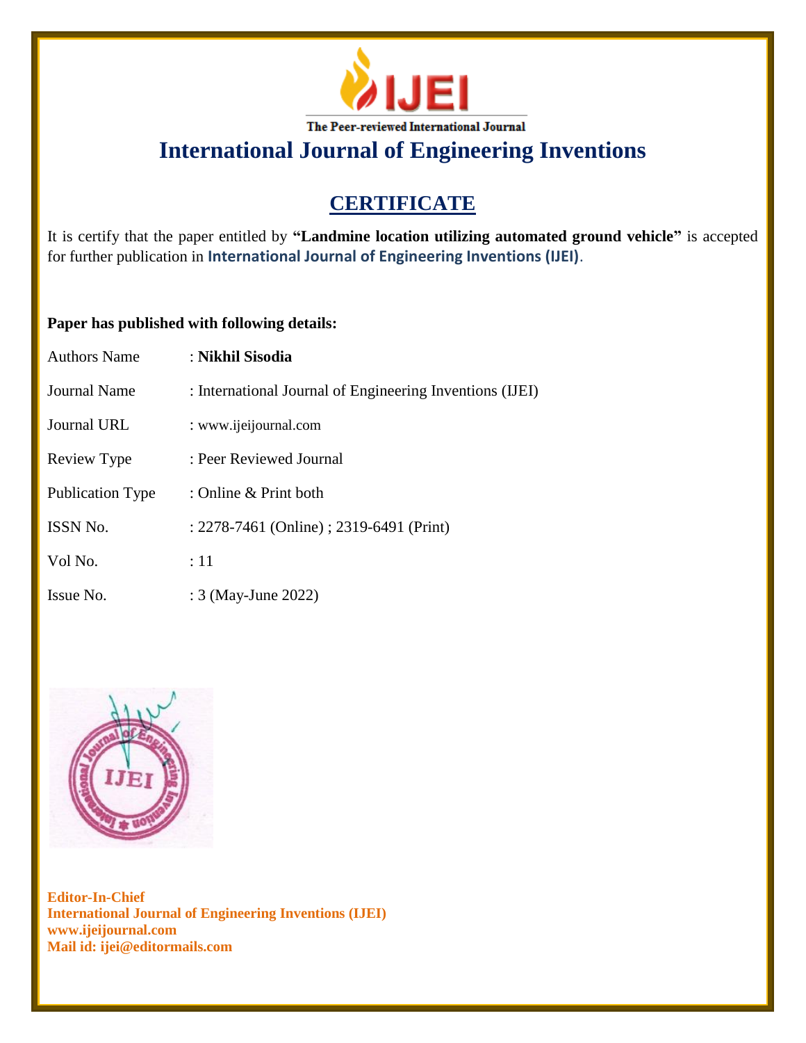# IJEI

The Peer-reviewed International Journal

## International Journal of Engineering Inventions

## CERTIFICATE

It is certify that the paper entitled by **"Landmine location utilizing automated ground vehicle"** is accepted for further publication in **International Journal of Engineering Inventions (IJEI)**.

**Paper has published with following details:**

| | |
|---|---|
| Authors Name | : **Nikhil Sisodia** |
| Journal Name | : International Journal of Engineering Inventions (IJEI) |
| Journal URL | : www.ijeijournal.com |
| Review Type | : Peer Reviewed Journal |
| Publication Type | : Online & Print both |
| ISSN No. | : 2278-7461 (Online) ; 2319-6491 (Print) |
| Vol No. | : 11 |
| Issue No. | : 3 (May-June 2022) |

**Editor-In-Chief**
**International Journal of Engineering Inventions (IJEI)**
**www.ijeijournal.com**
**Mail id: ijei@editormails.com**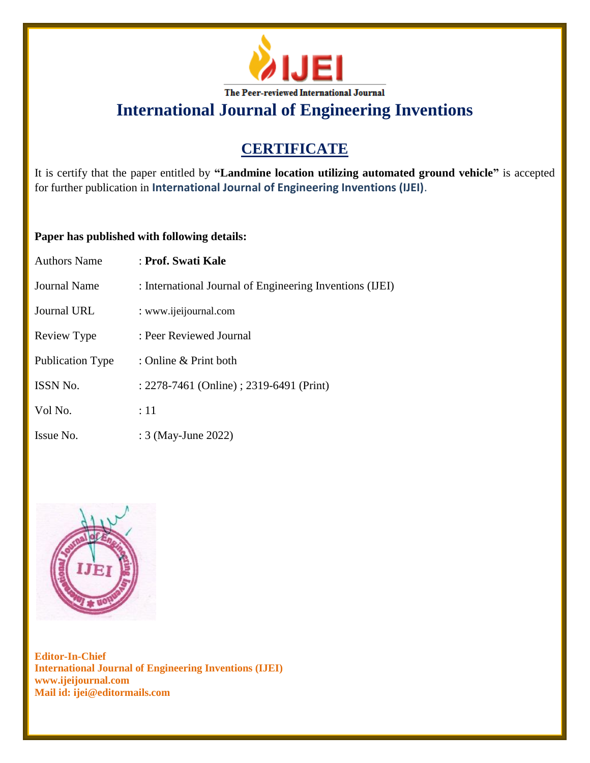IJEI

The Peer-reviewed International Journal

# International Journal of Engineering Inventions

## CERTIFICATE

It is certify that the paper entitled by **"Landmine location utilizing automated ground vehicle"** is accepted for further publication in **International Journal of Engineering Inventions (IJEI)**.

**Paper has published with following details:**

| | |
|---|---|
| Authors Name | : **Prof. Swati Kale** |
| Journal Name | : International Journal of Engineering Inventions (IJEI) |
| Journal URL | : www.ijeijournal.com |
| Review Type | : Peer Reviewed Journal |
| Publication Type | : Online & Print both |
| ISSN No. | : 2278-7461 (Online) ; 2319-6491 (Print) |
| Vol No. | : 11 |
| Issue No. | : 3 (May-June 2022) |

**Editor-In-Chief**
**International Journal of Engineering Inventions (IJEI)**
**www.ijeijournal.com**
**Mail id: ijei@editormails.com**